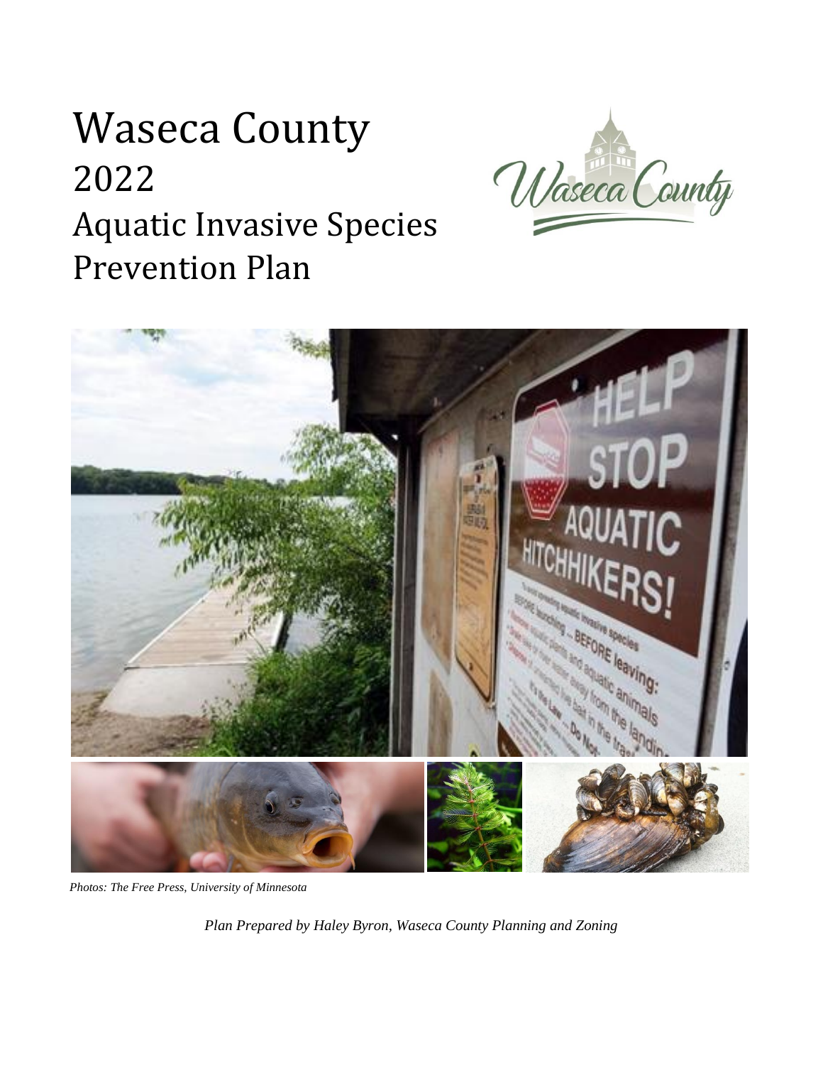# Waseca County 2022 Aquatic Invasive Species Prevention Plan

*Photos: The Free Press, University of Minnesota*

*Plan Prepared by Haley Byron, Waseca County Planning and Zoning*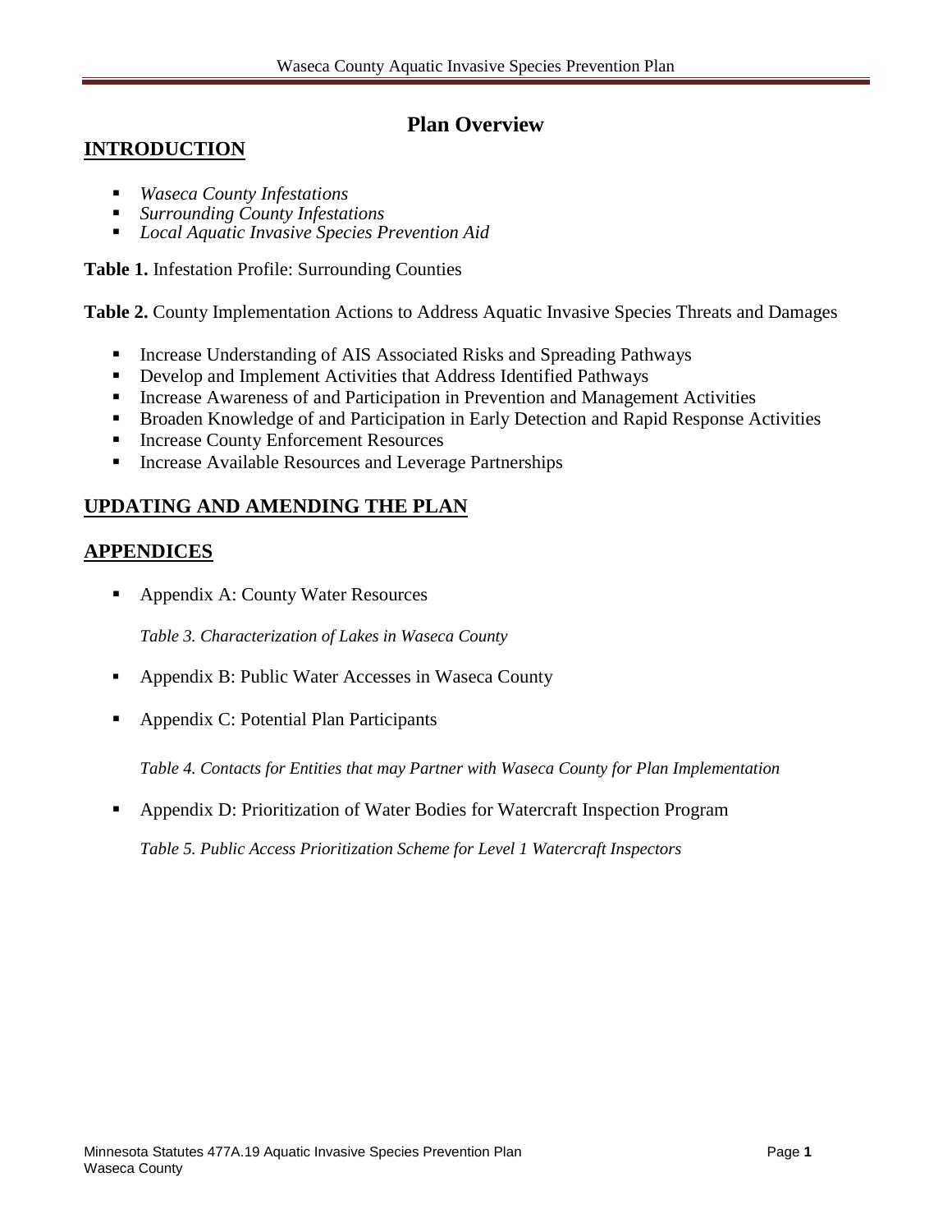# Plan Overview

## INTRODUCTION

- *Waseca County Infestations*
- *Surrounding County Infestations*
- *Local Aquatic Invasive Species Prevention Aid*

**Table 1.** Infestation Profile: Surrounding Counties

**Table 2.** County Implementation Actions to Address Aquatic Invasive Species Threats and Damages

- Increase Understanding of AIS Associated Risks and Spreading Pathways
- Develop and Implement Activities that Address Identified Pathways
- Increase Awareness of and Participation in Prevention and Management Activities
- Broaden Knowledge of and Participation in Early Detection and Rapid Response Activities
- Increase County Enforcement Resources
- Increase Available Resources and Leverage Partnerships

## UPDATING AND AMENDING THE PLAN

## APPENDICES

- Appendix A: County Water Resources

  *Table 3. Characterization of Lakes in Waseca County*

- Appendix B: Public Water Accesses in Waseca County

- Appendix C: Potential Plan Participants

  *Table 4. Contacts for Entities that may Partner with Waseca County for Plan Implementation*

- Appendix D: Prioritization of Water Bodies for Watercraft Inspection Program

  *Table 5. Public Access Prioritization Scheme for Level 1 Watercraft Inspectors*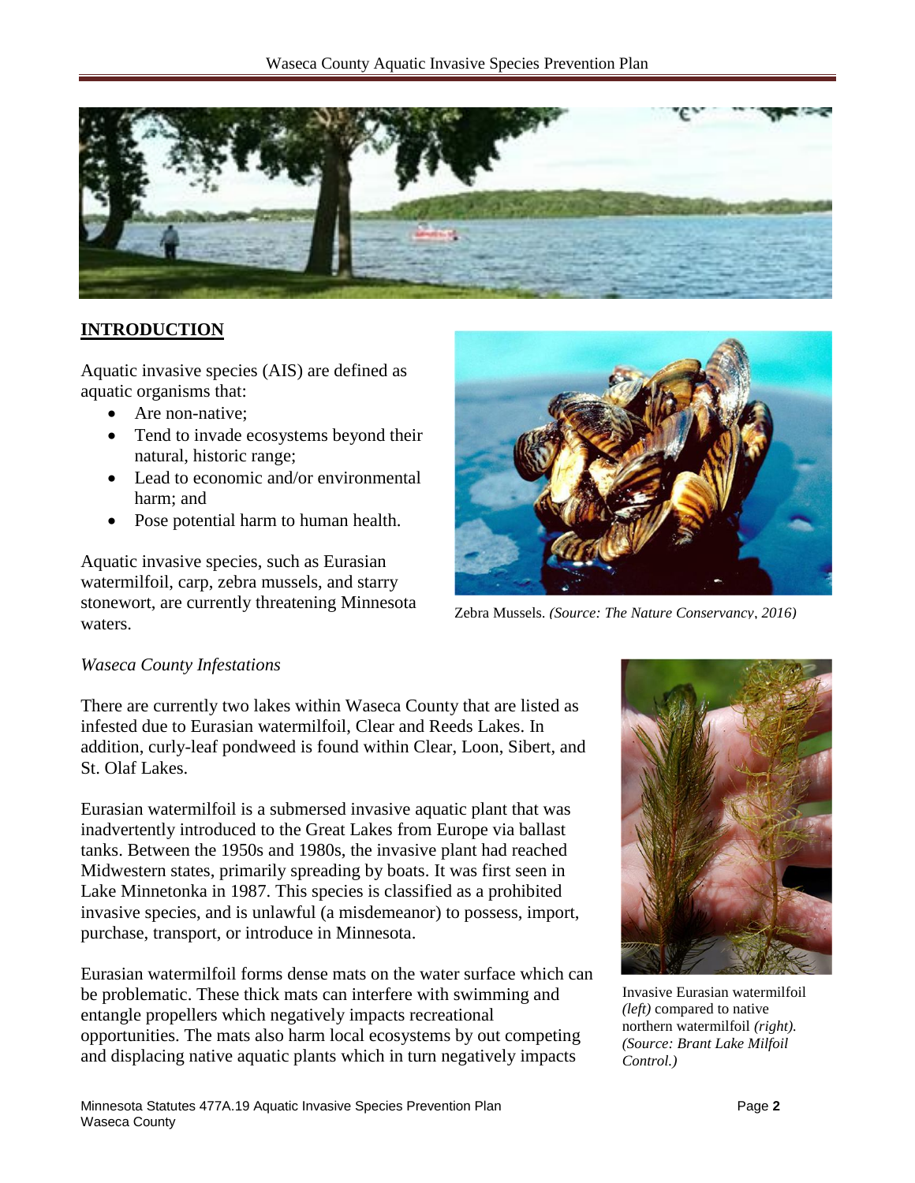## INTRODUCTION

Aquatic invasive species (AIS) are defined as aquatic organisms that:

- Are non-native;
- Tend to invade ecosystems beyond their natural, historic range;
- Lead to economic and/or environmental harm; and
- Pose potential harm to human health.

Aquatic invasive species, such as Eurasian watermilfoil, carp, zebra mussels, and starry stonewort, are currently threatening Minnesota waters.

Zebra Mussels. *(Source: The Nature Conservancy, 2016)*

*Waseca County Infestations*

There are currently two lakes within Waseca County that are listed as infested due to Eurasian watermilfoil, Clear and Reeds Lakes. In addition, curly-leaf pondweed is found within Clear, Loon, Sibert, and St. Olaf Lakes.

Eurasian watermilfoil is a submersed invasive aquatic plant that was inadvertently introduced to the Great Lakes from Europe via ballast tanks. Between the 1950s and 1980s, the invasive plant had reached Midwestern states, primarily spreading by boats. It was first seen in Lake Minnetonka in 1987. This species is classified as a prohibited invasive species, and is unlawful (a misdemeanor) to possess, import, purchase, transport, or introduce in Minnesota.

Invasive Eurasian watermilfoil *(left)* compared to native northern watermilfoil *(right). (Source: Brant Lake Milfoil Control.)*

Eurasian watermilfoil forms dense mats on the water surface which can be problematic. These thick mats can interfere with swimming and entangle propellers which negatively impacts recreational opportunities. The mats also harm local ecosystems by out competing and displacing native aquatic plants which in turn negatively impacts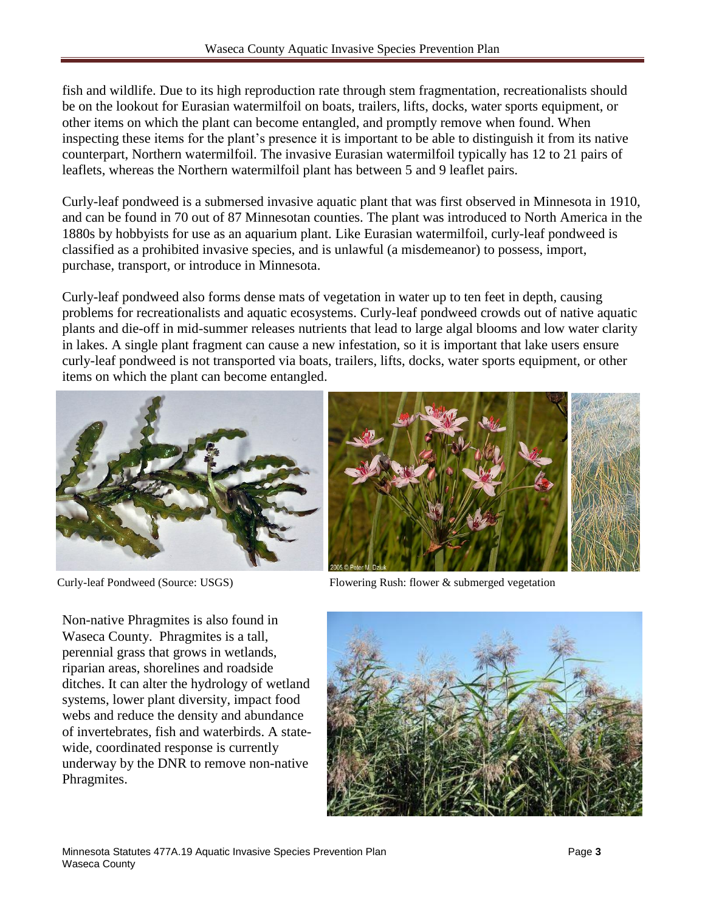fish and wildlife. Due to its high reproduction rate through stem fragmentation, recreationalists should be on the lookout for Eurasian watermilfoil on boats, trailers, lifts, docks, water sports equipment, or other items on which the plant can become entangled, and promptly remove when found. When inspecting these items for the plant's presence it is important to be able to distinguish it from its native counterpart, Northern watermilfoil. The invasive Eurasian watermilfoil typically has 12 to 21 pairs of leaflets, whereas the Northern watermilfoil plant has between 5 and 9 leaflet pairs.

Curly-leaf pondweed is a submersed invasive aquatic plant that was first observed in Minnesota in 1910, and can be found in 70 out of 87 Minnesotan counties. The plant was introduced to North America in the 1880s by hobbyists for use as an aquarium plant. Like Eurasian watermilfoil, curly-leaf pondweed is classified as a prohibited invasive species, and is unlawful (a misdemeanor) to possess, import, purchase, transport, or introduce in Minnesota.

Curly-leaf pondweed also forms dense mats of vegetation in water up to ten feet in depth, causing problems for recreationalists and aquatic ecosystems. Curly-leaf pondweed crowds out of native aquatic plants and die-off in mid-summer releases nutrients that lead to large algal blooms and low water clarity in lakes. A single plant fragment can cause a new infestation, so it is important that lake users ensure curly-leaf pondweed is not transported via boats, trailers, lifts, docks, water sports equipment, or other items on which the plant can become entangled.

Curly-leaf Pondweed (Source: USGS)

Flowering Rush: flower & submerged vegetation

Non-native Phragmites is also found in Waseca County. Phragmites is a tall, perennial grass that grows in wetlands, riparian areas, shorelines and roadside ditches. It can alter the hydrology of wetland systems, lower plant diversity, impact food webs and reduce the density and abundance of invertebrates, fish and waterbirds. A state-wide, coordinated response is currently underway by the DNR to remove non-native Phragmites.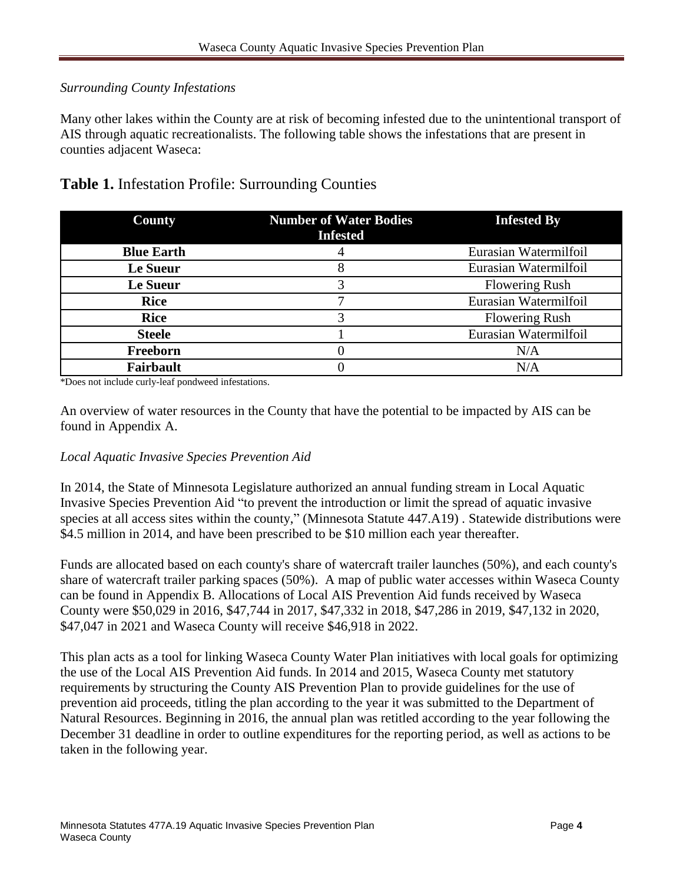*Surrounding County Infestations*

Many other lakes within the County are at risk of becoming infested due to the unintentional transport of AIS through aquatic recreationalists. The following table shows the infestations that are present in counties adjacent Waseca:

**Table 1.** Infestation Profile: Surrounding Counties

| County | Number of Water Bodies Infested | Infested By |
|---|---|---|
| **Blue Earth** | 4 | Eurasian Watermilfoil |
| **Le Sueur** | 8 | Eurasian Watermilfoil |
| **Le Sueur** | 3 | Flowering Rush |
| **Rice** | 7 | Eurasian Watermilfoil |
| **Rice** | 3 | Flowering Rush |
| **Steele** | 1 | Eurasian Watermilfoil |
| **Freeborn** | 0 | N/A |
| **Fairbault** | 0 | N/A |

*Does not include curly-leaf pondweed infestations.

An overview of water resources in the County that have the potential to be impacted by AIS can be found in Appendix A.

*Local Aquatic Invasive Species Prevention Aid*

In 2014, the State of Minnesota Legislature authorized an annual funding stream in Local Aquatic Invasive Species Prevention Aid "to prevent the introduction or limit the spread of aquatic invasive species at all access sites within the county," (Minnesota Statute 447.A19) . Statewide distributions were $4.5 million in 2014, and have been prescribed to be $10 million each year thereafter.

Funds are allocated based on each county's share of watercraft trailer launches (50%), and each county's share of watercraft trailer parking spaces (50%). A map of public water accesses within Waseca County can be found in Appendix B. Allocations of Local AIS Prevention Aid funds received by Waseca County were $50,029 in 2016, $47,744 in 2017, $47,332 in 2018, $47,286 in 2019, $47,132 in 2020, $47,047 in 2021 and Waseca County will receive $46,918 in 2022.

This plan acts as a tool for linking Waseca County Water Plan initiatives with local goals for optimizing the use of the Local AIS Prevention Aid funds. In 2014 and 2015, Waseca County met statutory requirements by structuring the County AIS Prevention Plan to provide guidelines for the use of prevention aid proceeds, titling the plan according to the year it was submitted to the Department of Natural Resources. Beginning in 2016, the annual plan was retitled according to the year following the December 31 deadline in order to outline expenditures for the reporting period, as well as actions to be taken in the following year.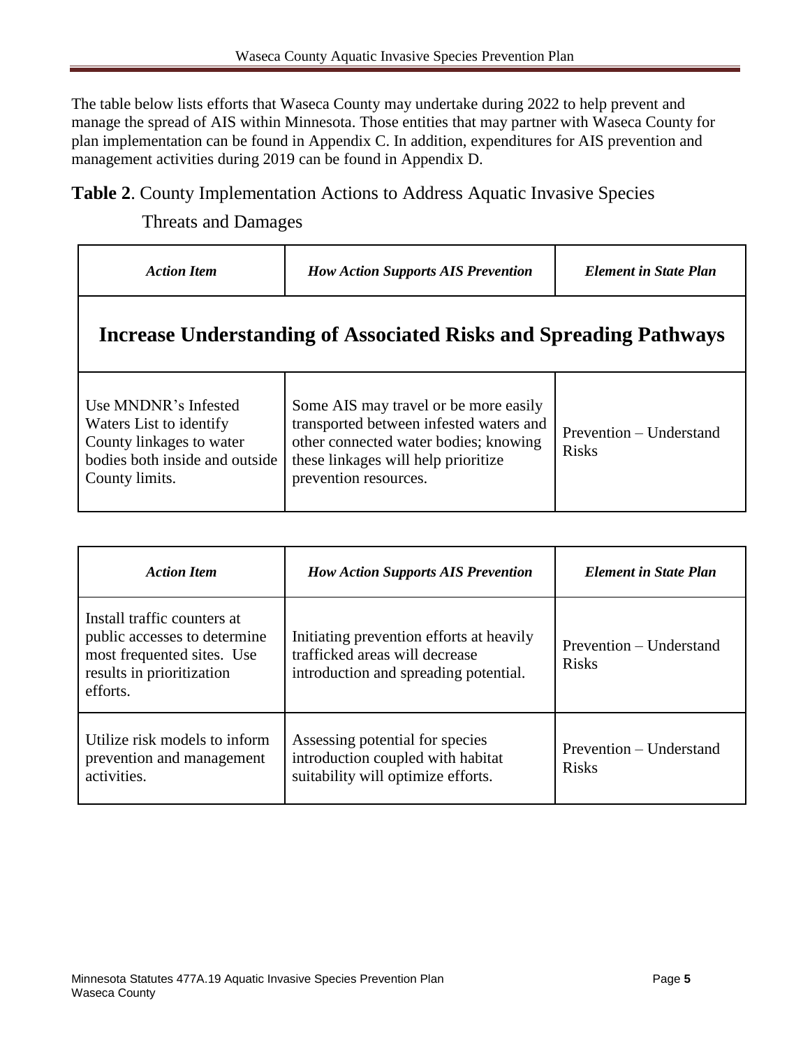The table below lists efforts that Waseca County may undertake during 2022 to help prevent and manage the spread of AIS within Minnesota. Those entities that may partner with Waseca County for plan implementation can be found in Appendix C. In addition, expenditures for AIS prevention and management activities during 2019 can be found in Appendix D.

**Table 2**. County Implementation Actions to Address Aquatic Invasive Species Threats and Damages

| *Action Item* | *How Action Supports AIS Prevention* | *Element in State Plan* |
|---|---|---|
| **Increase Understanding of Associated Risks and Spreading Pathways** | | |
| Use MNDNR's Infested Waters List to identify County linkages to water bodies both inside and outside County limits. | Some AIS may travel or be more easily transported between infested waters and other connected water bodies; knowing these linkages will help prioritize prevention resources. | Prevention – Understand Risks |
| Install traffic counters at public accesses to determine most frequented sites. Use results in prioritization efforts. | Initiating prevention efforts at heavily trafficked areas will decrease introduction and spreading potential. | Prevention – Understand Risks |
| Utilize risk models to inform prevention and management activities. | Assessing potential for species introduction coupled with habitat suitability will optimize efforts. | Prevention – Understand Risks |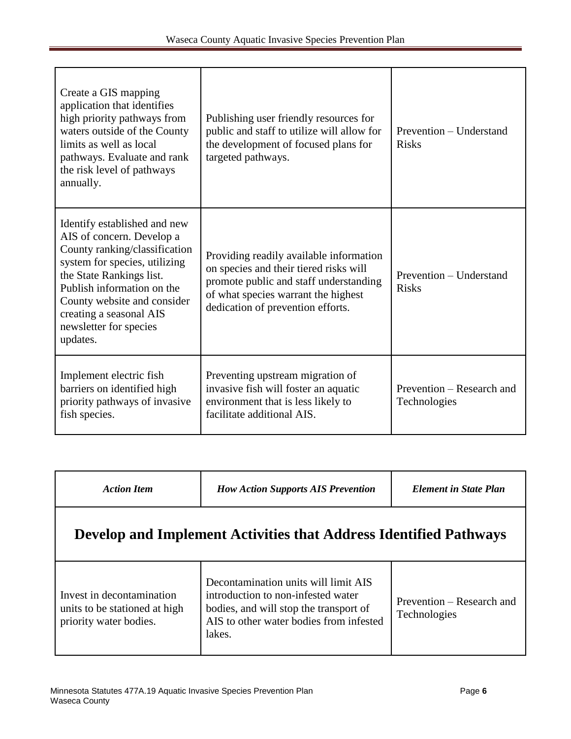| | | |
|---|---|---|
| Create a GIS mapping application that identifies high priority pathways from waters outside of the County limits as well as local pathways. Evaluate and rank the risk level of pathways annually. | Publishing user friendly resources for public and staff to utilize will allow for the development of focused plans for targeted pathways. | Prevention – Understand Risks |
| Identify established and new AIS of concern. Develop a County ranking/classification system for species, utilizing the State Rankings list. Publish information on the County website and consider creating a seasonal AIS newsletter for species updates. | Providing readily available information on species and their tiered risks will promote public and staff understanding of what species warrant the highest dedication of prevention efforts. | Prevention – Understand Risks |
| Implement electric fish barriers on identified high priority pathways of invasive fish species. | Preventing upstream migration of invasive fish will foster an aquatic environment that is less likely to facilitate additional AIS. | Prevention – Research and Technologies |

| ***Action Item*** | ***How Action Supports AIS Prevention*** | ***Element in State Plan*** |
|---|---|---|
| **Develop and Implement Activities that Address Identified Pathways** | | |
| Invest in decontamination units to be stationed at high priority water bodies. | Decontamination units will limit AIS introduction to non-infested water bodies, and will stop the transport of AIS to other water bodies from infested lakes. | Prevention – Research and Technologies |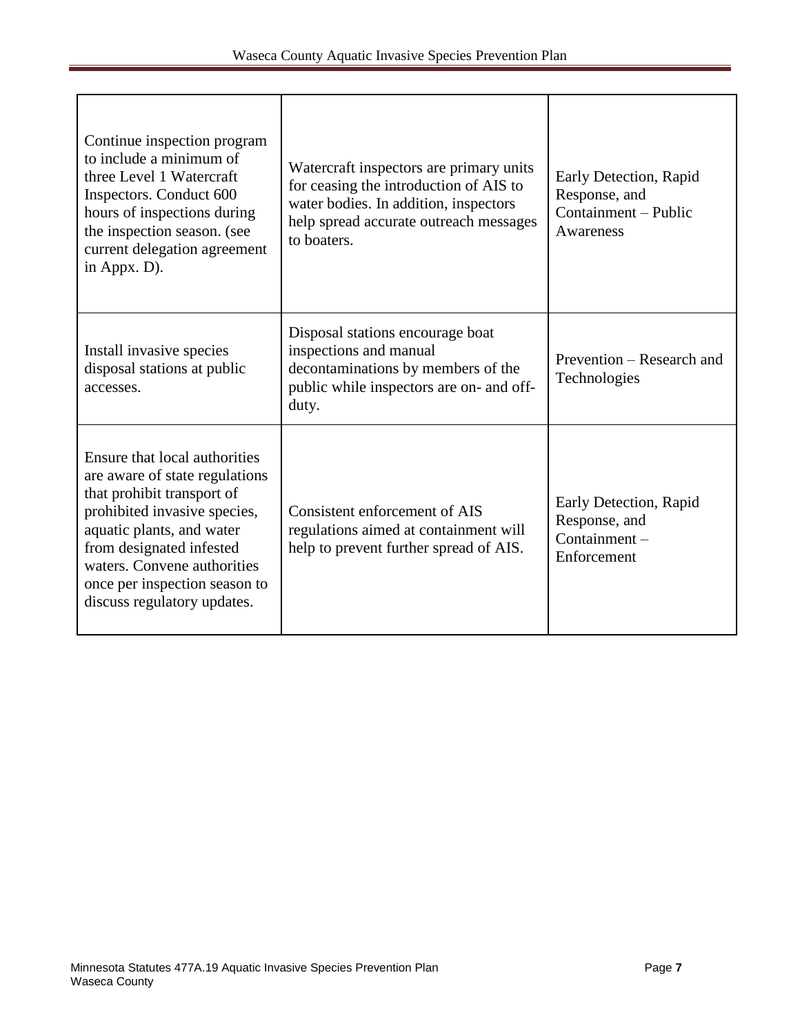| | | |
|---|---|---|
| Continue inspection program to include a minimum of three Level 1 Watercraft Inspectors. Conduct 600 hours of inspections during the inspection season. (see current delegation agreement in Appx. D). | Watercraft inspectors are primary units for ceasing the introduction of AIS to water bodies. In addition, inspectors help spread accurate outreach messages to boaters. | Early Detection, Rapid Response, and Containment – Public Awareness |
| Install invasive species disposal stations at public accesses. | Disposal stations encourage boat inspections and manual decontaminations by members of the public while inspectors are on- and off-duty. | Prevention – Research and Technologies |
| Ensure that local authorities are aware of state regulations that prohibit transport of prohibited invasive species, aquatic plants, and water from designated infested waters. Convene authorities once per inspection season to discuss regulatory updates. | Consistent enforcement of AIS regulations aimed at containment will help to prevent further spread of AIS. | Early Detection, Rapid Response, and Containment – Enforcement |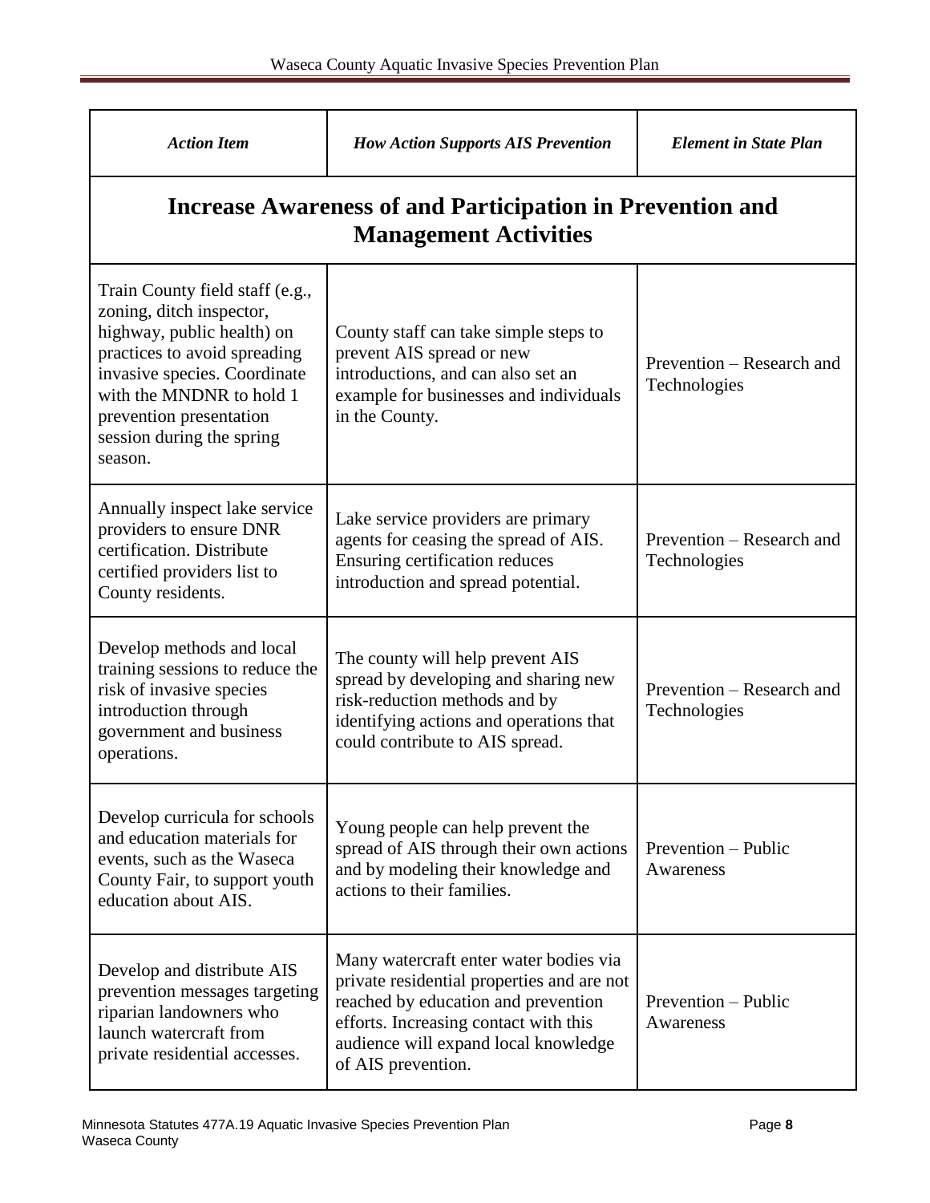| *Action Item* | *How Action Supports AIS Prevention* | *Element in State Plan* |
|---|---|---|
| **Increase Awareness of and Participation in Prevention and Management Activities** | | |
| Train County field staff (e.g., zoning, ditch inspector, highway, public health) on practices to avoid spreading invasive species. Coordinate with the MNDNR to hold 1 prevention presentation session during the spring season. | County staff can take simple steps to prevent AIS spread or new introductions, and can also set an example for businesses and individuals in the County. | Prevention – Research and Technologies |
| Annually inspect lake service providers to ensure DNR certification. Distribute certified providers list to County residents. | Lake service providers are primary agents for ceasing the spread of AIS. Ensuring certification reduces introduction and spread potential. | Prevention – Research and Technologies |
| Develop methods and local training sessions to reduce the risk of invasive species introduction through government and business operations. | The county will help prevent AIS spread by developing and sharing new risk-reduction methods and by identifying actions and operations that could contribute to AIS spread. | Prevention – Research and Technologies |
| Develop curricula for schools and education materials for events, such as the Waseca County Fair, to support youth education about AIS. | Young people can help prevent the spread of AIS through their own actions and by modeling their knowledge and actions to their families. | Prevention – Public Awareness |
| Develop and distribute AIS prevention messages targeting riparian landowners who launch watercraft from private residential accesses. | Many watercraft enter water bodies via private residential properties and are not reached by education and prevention efforts. Increasing contact with this audience will expand local knowledge of AIS prevention. | Prevention – Public Awareness |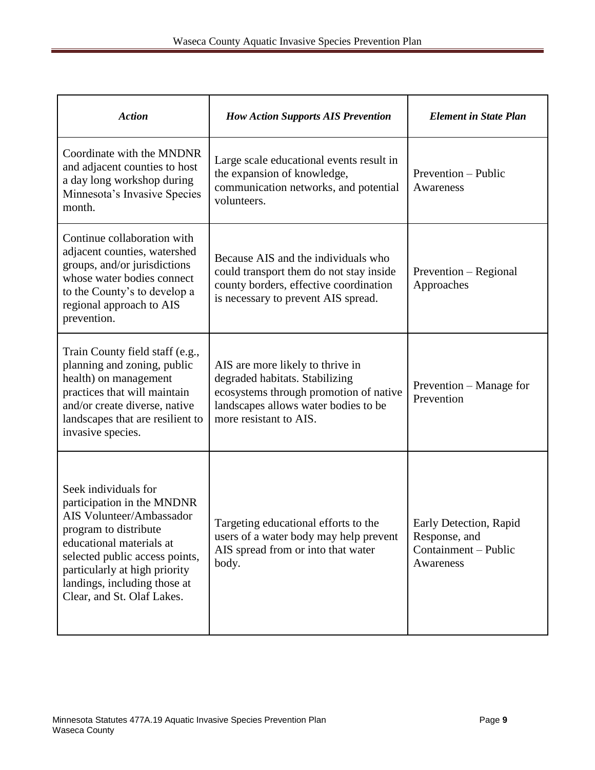| *Action* | *How Action Supports AIS Prevention* | *Element in State Plan* |
|---|---|---|
| Coordinate with the MNDNR and adjacent counties to host a day long workshop during Minnesota's Invasive Species month. | Large scale educational events result in the expansion of knowledge, communication networks, and potential volunteers. | Prevention – Public Awareness |
| Continue collaboration with adjacent counties, watershed groups, and/or jurisdictions whose water bodies connect to the County's to develop a regional approach to AIS prevention. | Because AIS and the individuals who could transport them do not stay inside county borders, effective coordination is necessary to prevent AIS spread. | Prevention – Regional Approaches |
| Train County field staff (e.g., planning and zoning, public health) on management practices that will maintain and/or create diverse, native landscapes that are resilient to invasive species. | AIS are more likely to thrive in degraded habitats. Stabilizing ecosystems through promotion of native landscapes allows water bodies to be more resistant to AIS. | Prevention – Manage for Prevention |
| Seek individuals for participation in the MNDNR AIS Volunteer/Ambassador program to distribute educational materials at selected public access points, particularly at high priority landings, including those at Clear, and St. Olaf Lakes. | Targeting educational efforts to the users of a water body may help prevent AIS spread from or into that water body. | Early Detection, Rapid Response, and Containment – Public Awareness |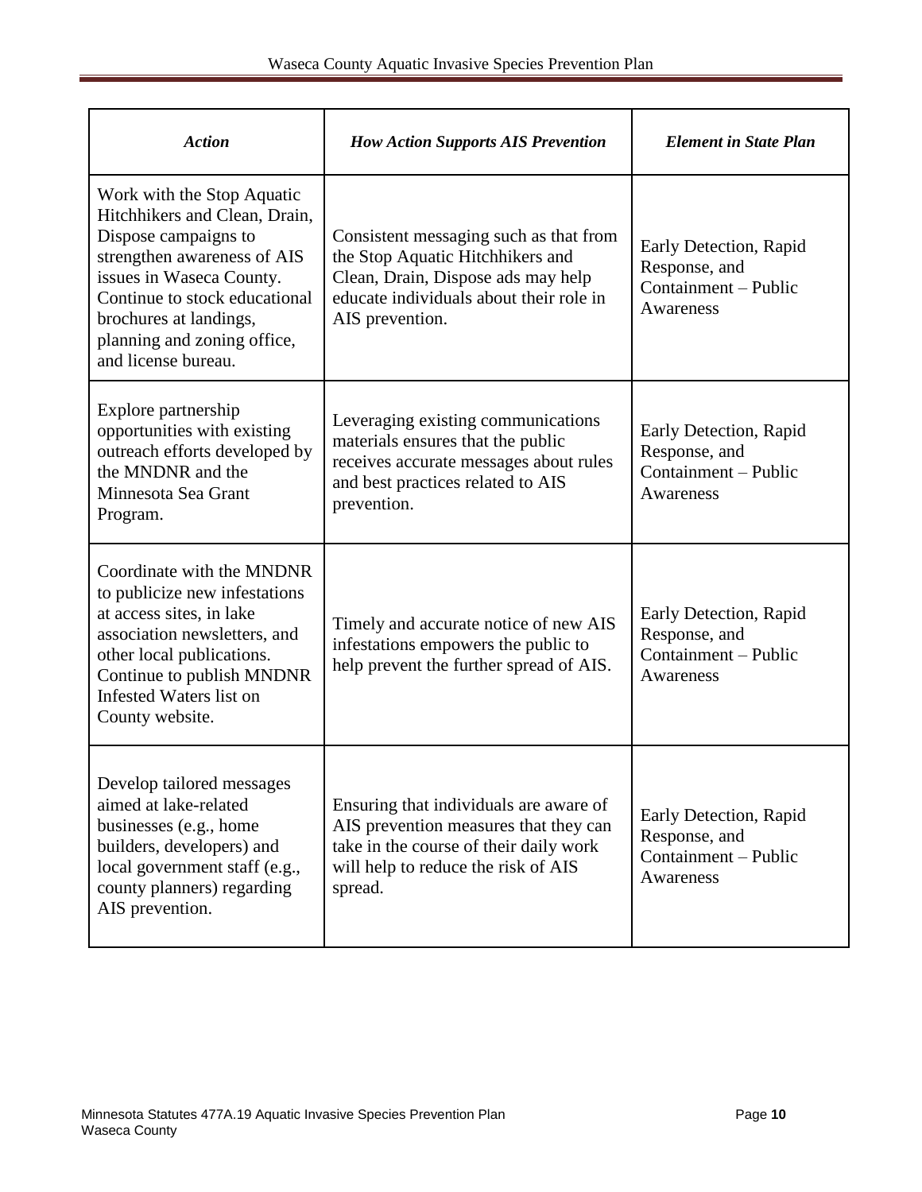| *Action* | *How Action Supports AIS Prevention* | *Element in State Plan* |
|---|---|---|
| Work with the Stop Aquatic Hitchhikers and Clean, Drain, Dispose campaigns to strengthen awareness of AIS issues in Waseca County. Continue to stock educational brochures at landings, planning and zoning office, and license bureau. | Consistent messaging such as that from the Stop Aquatic Hitchhikers and Clean, Drain, Dispose ads may help educate individuals about their role in AIS prevention. | Early Detection, Rapid Response, and Containment – Public Awareness |
| Explore partnership opportunities with existing outreach efforts developed by the MNDNR and the Minnesota Sea Grant Program. | Leveraging existing communications materials ensures that the public receives accurate messages about rules and best practices related to AIS prevention. | Early Detection, Rapid Response, and Containment – Public Awareness |
| Coordinate with the MNDNR to publicize new infestations at access sites, in lake association newsletters, and other local publications. Continue to publish MNDNR Infested Waters list on County website. | Timely and accurate notice of new AIS infestations empowers the public to help prevent the further spread of AIS. | Early Detection, Rapid Response, and Containment – Public Awareness |
| Develop tailored messages aimed at lake-related businesses (e.g., home builders, developers) and local government staff (e.g., county planners) regarding AIS prevention. | Ensuring that individuals are aware of AIS prevention measures that they can take in the course of their daily work will help to reduce the risk of AIS spread. | Early Detection, Rapid Response, and Containment – Public Awareness |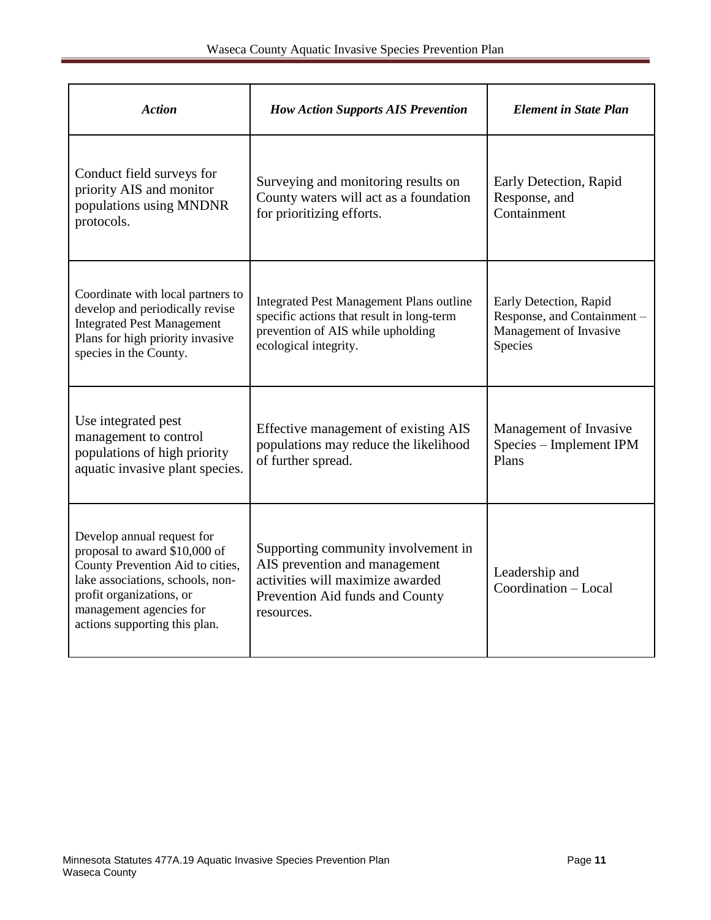| ***Action*** | ***How Action Supports AIS Prevention*** | ***Element in State Plan*** |
|---|---|---|
| Conduct field surveys for priority AIS and monitor populations using MNDNR protocols. | Surveying and monitoring results on County waters will act as a foundation for prioritizing efforts. | Early Detection, Rapid Response, and Containment |
| Coordinate with local partners to develop and periodically revise Integrated Pest Management Plans for high priority invasive species in the County. | Integrated Pest Management Plans outline specific actions that result in long-term prevention of AIS while upholding ecological integrity. | Early Detection, Rapid Response, and Containment – Management of Invasive Species |
| Use integrated pest management to control populations of high priority aquatic invasive plant species. | Effective management of existing AIS populations may reduce the likelihood of further spread. | Management of Invasive Species – Implement IPM Plans |
| Develop annual request for proposal to award $10,000 of County Prevention Aid to cities, lake associations, schools, non-profit organizations, or management agencies for actions supporting this plan. | Supporting community involvement in AIS prevention and management activities will maximize awarded Prevention Aid funds and County resources. | Leadership and Coordination – Local |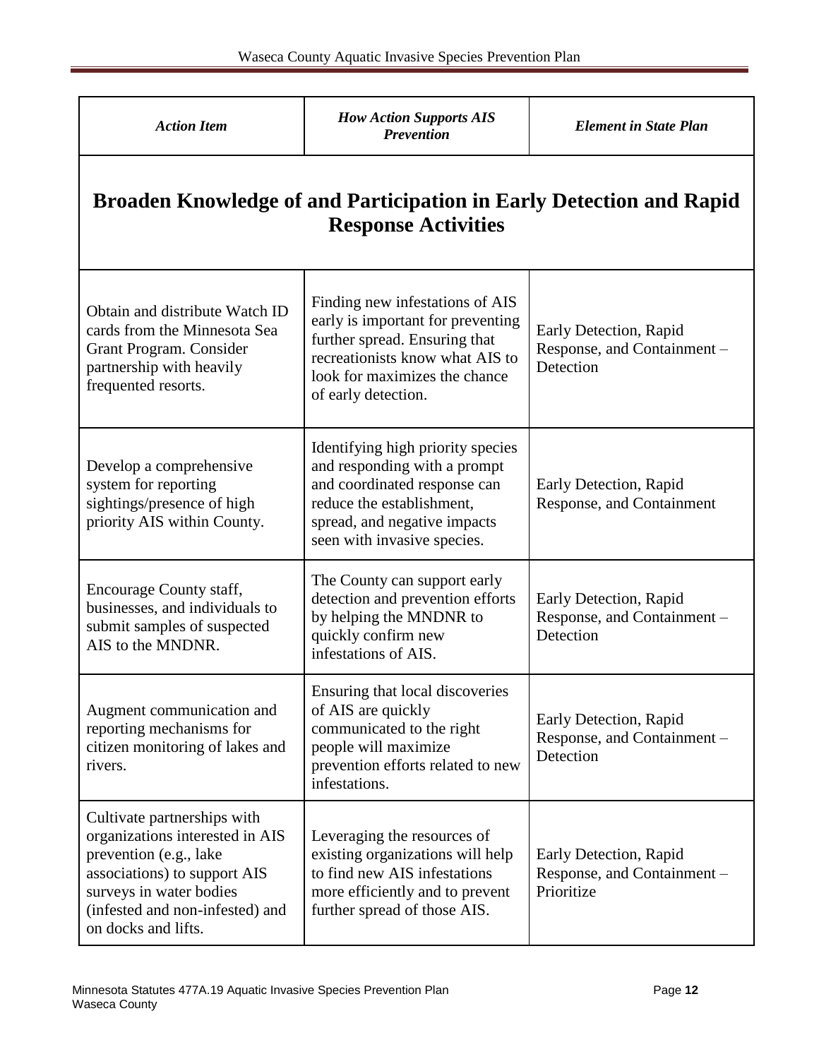| *Action Item* | *How Action Supports AIS Prevention* | *Element in State Plan* |
|---|---|---|
| **Broaden Knowledge of and Participation in Early Detection and Rapid Response Activities** | | |
| Obtain and distribute Watch ID cards from the Minnesota Sea Grant Program. Consider partnership with heavily frequented resorts. | Finding new infestations of AIS early is important for preventing further spread. Ensuring that recreationists know what AIS to look for maximizes the chance of early detection. | Early Detection, Rapid Response, and Containment – Detection |
| Develop a comprehensive system for reporting sightings/presence of high priority AIS within County. | Identifying high priority species and responding with a prompt and coordinated response can reduce the establishment, spread, and negative impacts seen with invasive species. | Early Detection, Rapid Response, and Containment |
| Encourage County staff, businesses, and individuals to submit samples of suspected AIS to the MNDNR. | The County can support early detection and prevention efforts by helping the MNDNR to quickly confirm new infestations of AIS. | Early Detection, Rapid Response, and Containment – Detection |
| Augment communication and reporting mechanisms for citizen monitoring of lakes and rivers. | Ensuring that local discoveries of AIS are quickly communicated to the right people will maximize prevention efforts related to new infestations. | Early Detection, Rapid Response, and Containment – Detection |
| Cultivate partnerships with organizations interested in AIS prevention (e.g., lake associations) to support AIS surveys in water bodies (infested and non-infested) and on docks and lifts. | Leveraging the resources of existing organizations will help to find new AIS infestations more efficiently and to prevent further spread of those AIS. | Early Detection, Rapid Response, and Containment – Prioritize |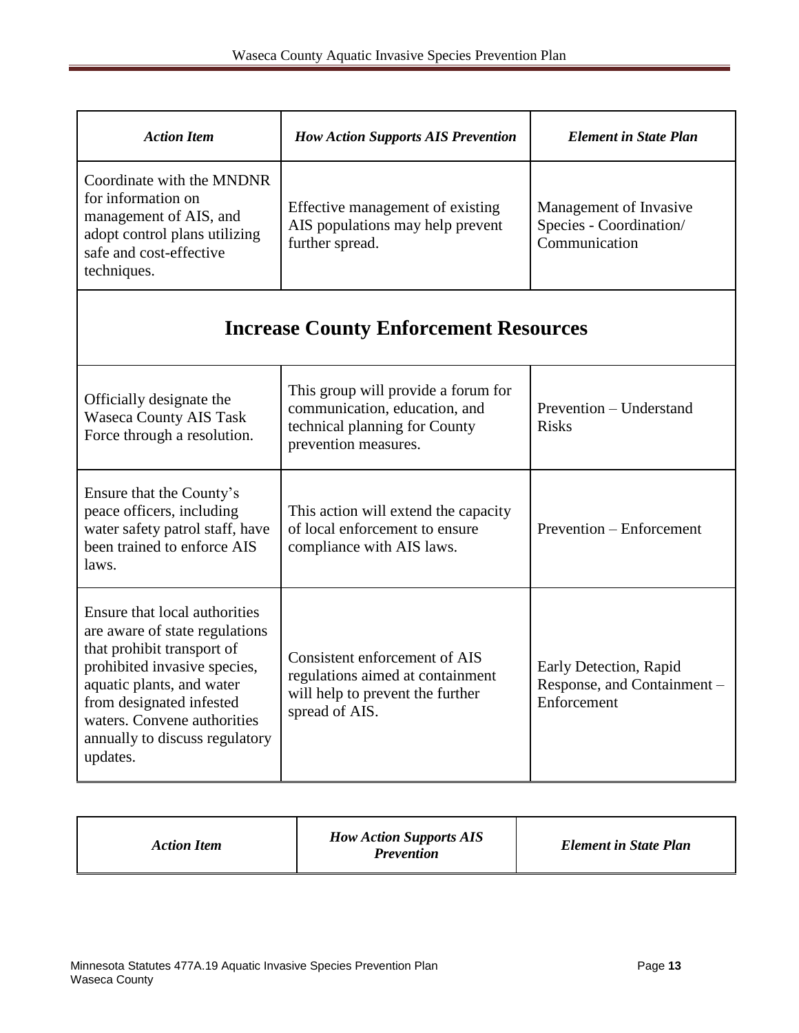| *Action Item* | *How Action Supports AIS Prevention* | *Element in State Plan* |
|---|---|---|
| Coordinate with the MNDNR for information on management of AIS, and adopt control plans utilizing safe and cost-effective techniques. | Effective management of existing AIS populations may help prevent further spread. | Management of Invasive Species - Coordination/ Communication |
| **Increase County Enforcement Resources** | | |
| Officially designate the Waseca County AIS Task Force through a resolution. | This group will provide a forum for communication, education, and technical planning for County prevention measures. | Prevention – Understand Risks |
| Ensure that the County's peace officers, including water safety patrol staff, have been trained to enforce AIS laws. | This action will extend the capacity of local enforcement to ensure compliance with AIS laws. | Prevention – Enforcement |
| Ensure that local authorities are aware of state regulations that prohibit transport of prohibited invasive species, aquatic plants, and water from designated infested waters. Convene authorities annually to discuss regulatory updates. | Consistent enforcement of AIS regulations aimed at containment will help to prevent the further spread of AIS. | Early Detection, Rapid Response, and Containment – Enforcement |

| *Action Item* | *How Action Supports AIS Prevention* | *Element in State Plan* |
|---|---|---|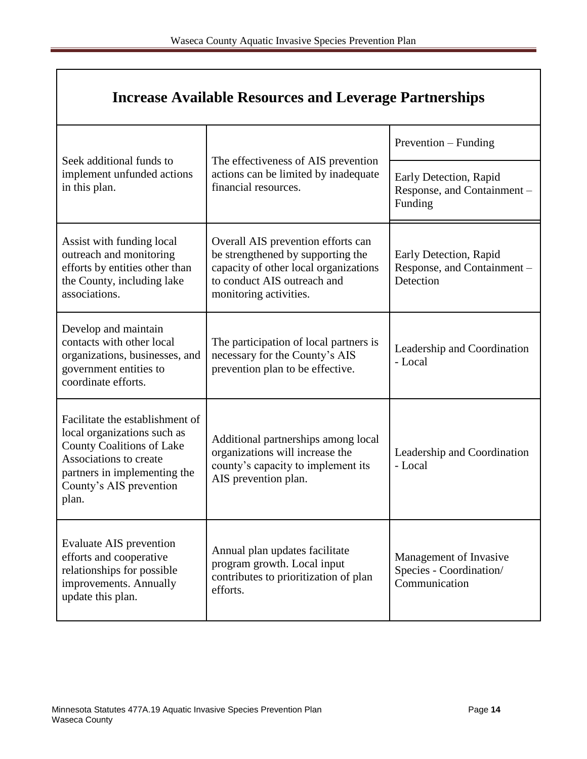## Increase Available Resources and Leverage Partnerships

| | | |
|---|---|---|
| Seek additional funds to implement unfunded actions in this plan. | The effectiveness of AIS prevention actions can be limited by inadequate financial resources. | Prevention – Funding<br><br>Early Detection, Rapid Response, and Containment – Funding |
| Assist with funding local outreach and monitoring efforts by entities other than the County, including lake associations. | Overall AIS prevention efforts can be strengthened by supporting the capacity of other local organizations to conduct AIS outreach and monitoring activities. | Early Detection, Rapid Response, and Containment – Detection |
| Develop and maintain contacts with other local organizations, businesses, and government entities to coordinate efforts. | The participation of local partners is necessary for the County's AIS prevention plan to be effective. | Leadership and Coordination - Local |
| Facilitate the establishment of local organizations such as County Coalitions of Lake Associations to create partners in implementing the County's AIS prevention plan. | Additional partnerships among local organizations will increase the county's capacity to implement its AIS prevention plan. | Leadership and Coordination - Local |
| Evaluate AIS prevention efforts and cooperative relationships for possible improvements. Annually update this plan. | Annual plan updates facilitate program growth. Local input contributes to prioritization of plan efforts. | Management of Invasive Species - Coordination/ Communication |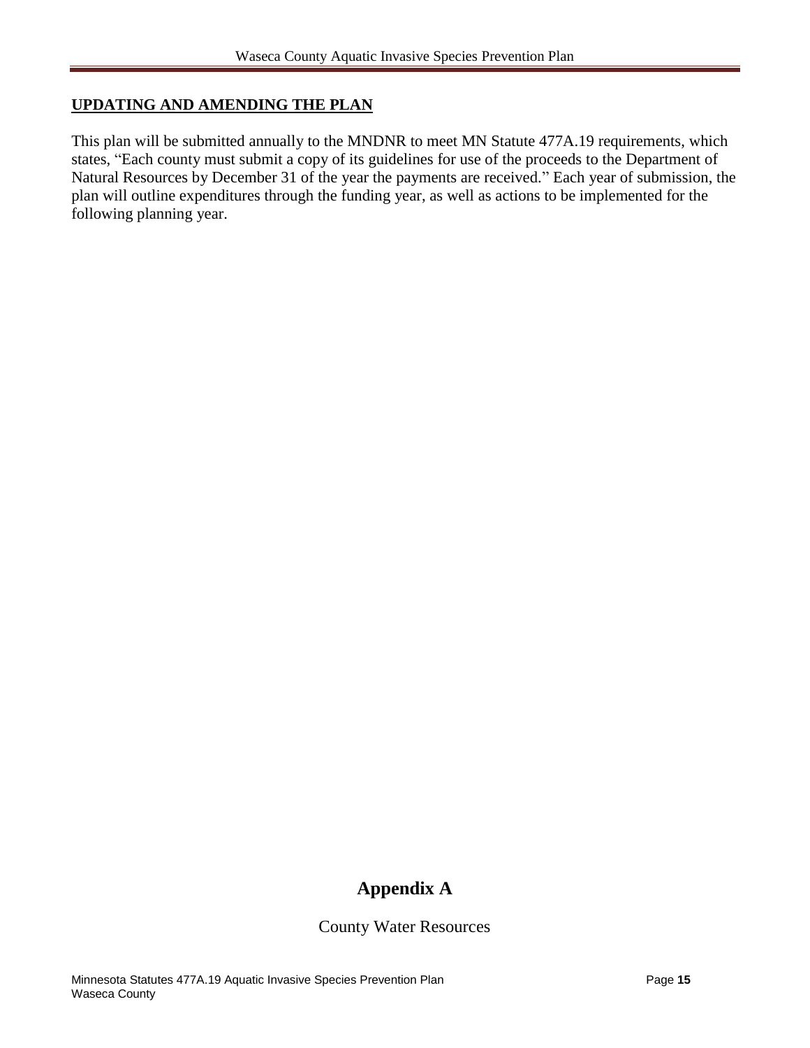## UPDATING AND AMENDING THE PLAN

This plan will be submitted annually to the MNDNR to meet MN Statute 477A.19 requirements, which states, "Each county must submit a copy of its guidelines for use of the proceeds to the Department of Natural Resources by December 31 of the year the payments are received." Each year of submission, the plan will outline expenditures through the funding year, as well as actions to be implemented for the following planning year.

# Appendix A

County Water Resources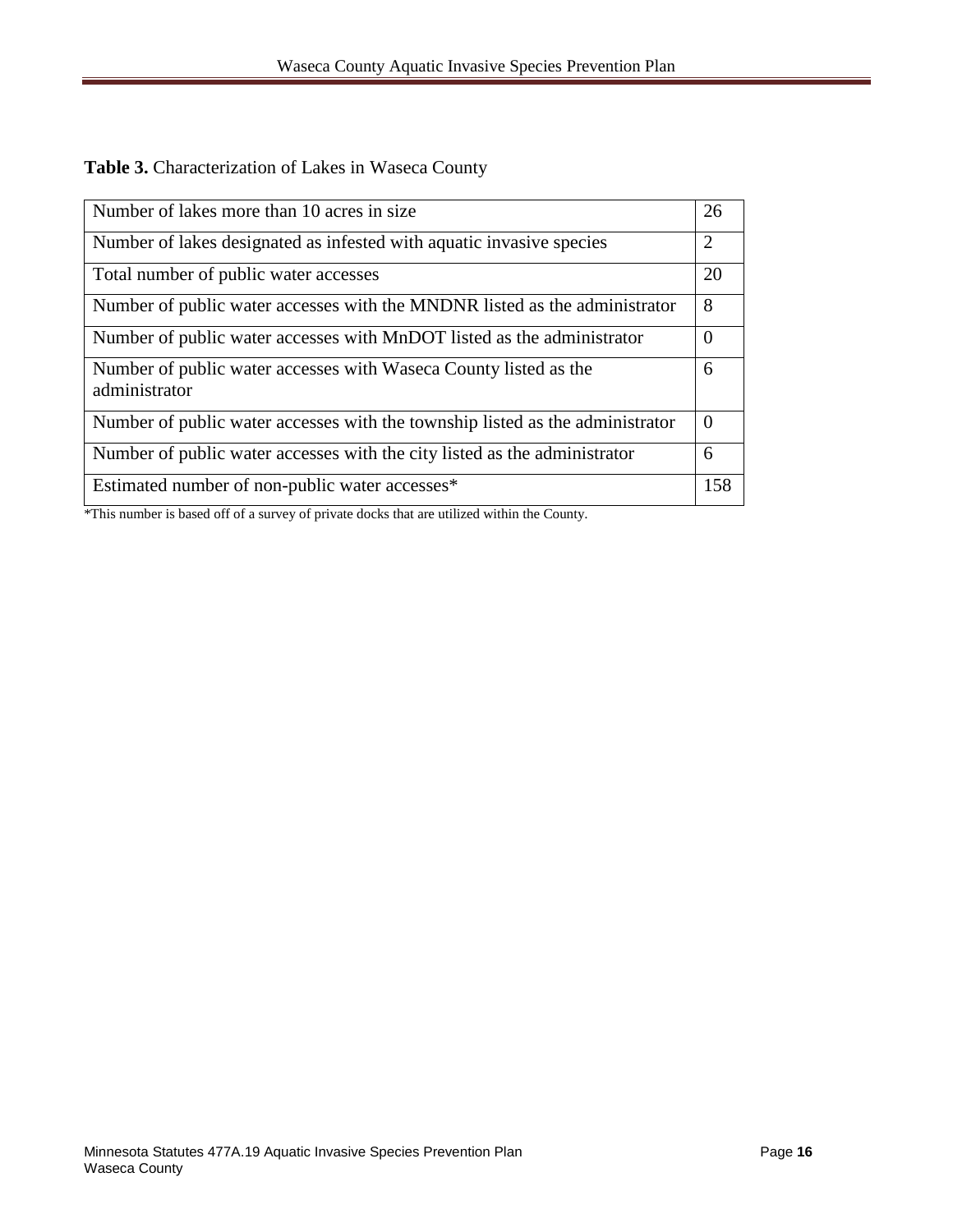**Table 3.** Characterization of Lakes in Waseca County

| | |
|---|---|
| Number of lakes more than 10 acres in size | 26 |
| Number of lakes designated as infested with aquatic invasive species | 2 |
| Total number of public water accesses | 20 |
| Number of public water accesses with the MNDNR listed as the administrator | 8 |
| Number of public water accesses with MnDOT listed as the administrator | 0 |
| Number of public water accesses with Waseca County listed as the administrator | 6 |
| Number of public water accesses with the township listed as the administrator | 0 |
| Number of public water accesses with the city listed as the administrator | 6 |
| Estimated number of non-public water accesses* | 158 |

*This number is based off of a survey of private docks that are utilized within the County.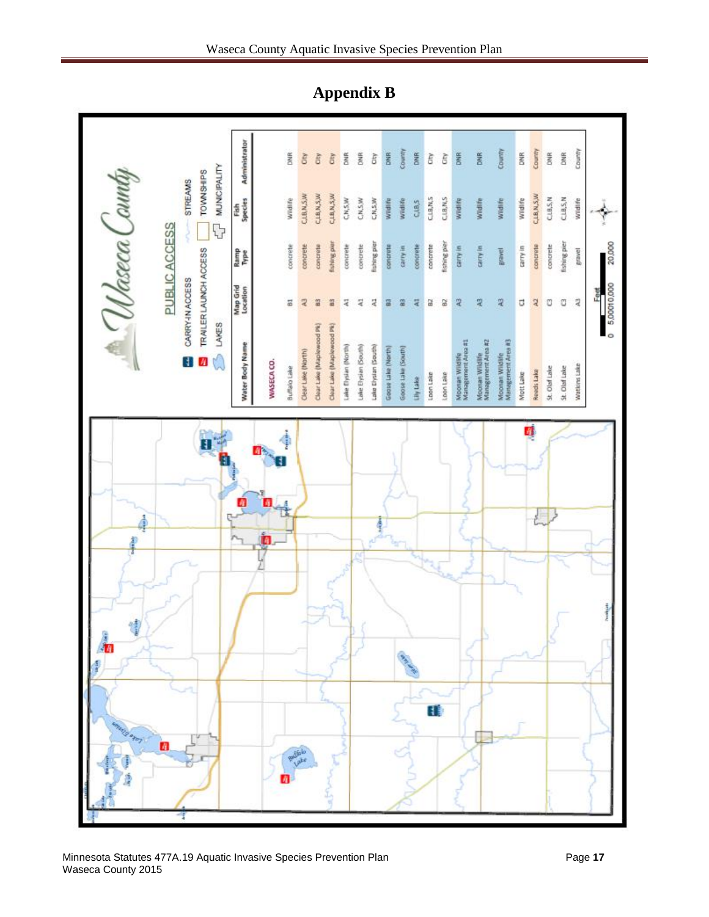# Appendix B

*Waseca County*

PUBLIC ACCESS

- CARRY-IN ACCESS
- TRAILER LAUNCH ACCESS
- LAKES
- STREAMS
- TOWNSHIPS
- MUNICIPALITY

| Water Body Name | Map Grid Location | Ramp Type | Fish Species | Administrator |
|---|---|---|---|---|
| **WASECA CO.** | | | | |
| Buffalo Lake | B1 | concrete | Wildlife | DNR |
| Clear Lake (North) | A3 | concrete | C,LB,N,S,W | City |
| Clear Lake (Maplewood Pk) | B3 | concrete | C,LB,N,S,W | City |
| Clear Lake (Maplewood Pk) | B3 | fishing pier | C,LB,N,S,W | City |
| Lake Elysian (North) | A1 | concrete | C,N,S,W | DNR |
| Lake Elysian (South) | A1 | concrete | C,N,S,W | DNR |
| Lake Elysian (South) | A1 | fishing pier | C,N,S,W | City |
| Goose Lake (North) | B3 | concrete | Wildlife | DNR |
| Goose Lake (South) | B3 | carry in | Wildlife | County |
| Lily Lake | A1 | concrete | C,LB,S | DNR |
| Loon Lake | B2 | concrete | C,LB,N,S | City |
| Loon Lake | B2 | fishing pier | C,LB,N,S | City |
| Moonan Wildlife Management Area #1 | A3 | carry in | Wildlife | DNR |
| Moonan Wildlife Management Area #2 | A3 | carry in | Wildlife | DNR |
| Moonan Wildlife Management Area #3 | A3 | gravel | Wildlife | County |
| Mott Lake | C1 | carry in | Wildlife | DNR |
| Reeds Lake | A2 | concrete | C,LB,N,S,W | County |
| St. Olaf Lake | C3 | concrete | C,LB,S,N | DNR |
| St. Olaf Lake | C3 | fishing pier | C,LB,S,N | DNR |
| Watkins Lake | A3 | gravel | Wildlife | County |

Feet: 0 5,000 10,000 20,000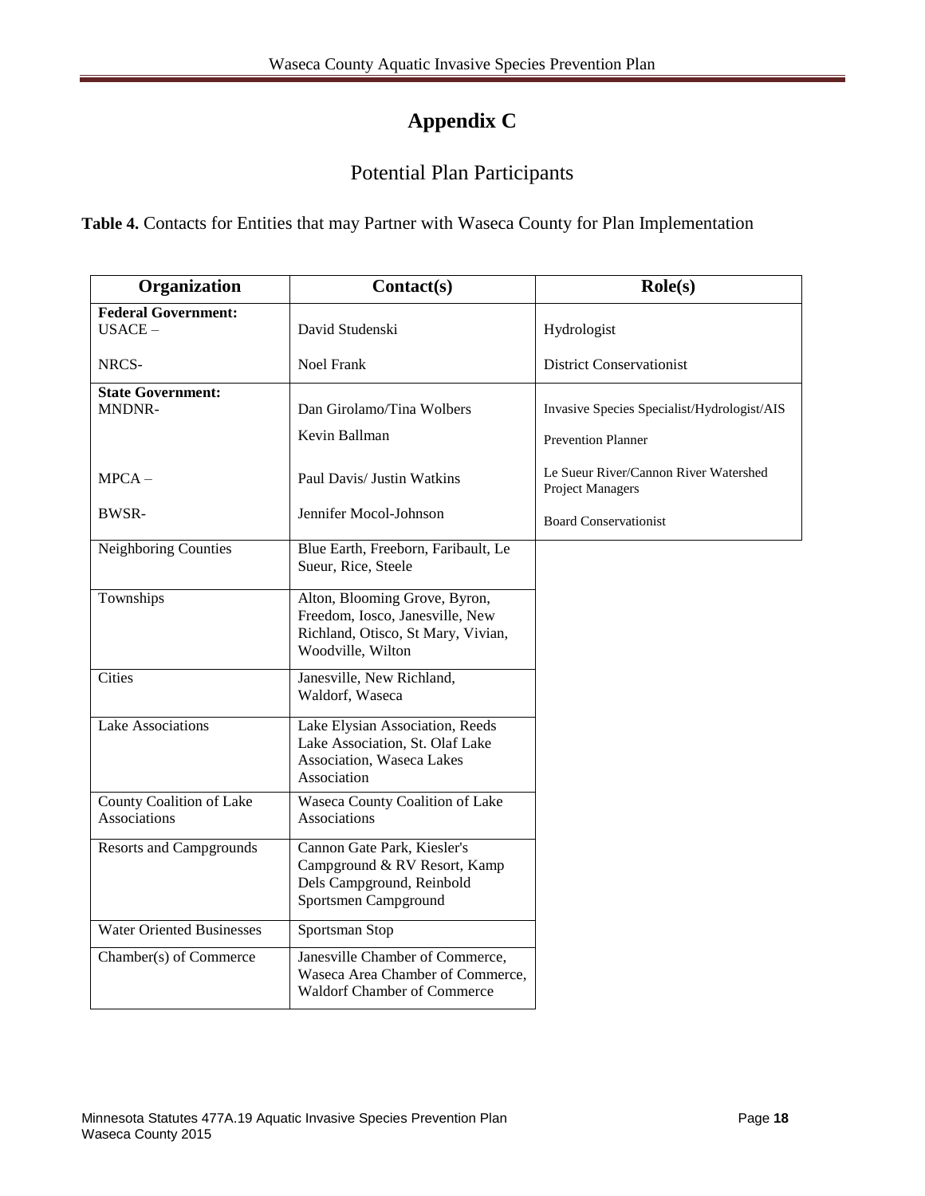# Appendix C

## Potential Plan Participants

**Table 4.** Contacts for Entities that may Partner with Waseca County for Plan Implementation

| Organization | Contact(s) | Role(s) |
|---|---|---|
| **Federal Government:**<br>USACE – | David Studenski | Hydrologist |
| NRCS- | Noel Frank | District Conservationist |
| **State Government:**<br>MNDNR- | Dan Girolamo/Tina Wolbers<br>Kevin Ballman | Invasive Species Specialist/Hydrologist/AIS<br>Prevention Planner |
| MPCA – | Paul Davis/ Justin Watkins | Le Sueur River/Cannon River Watershed Project Managers |
| BWSR- | Jennifer Mocol-Johnson | Board Conservationist |
| Neighboring Counties | Blue Earth, Freeborn, Faribault, Le Sueur, Rice, Steele | |
| Townships | Alton, Blooming Grove, Byron, Freedom, Iosco, Janesville, New Richland, Otisco, St Mary, Vivian, Woodville, Wilton | |
| Cities | Janesville, New Richland, Waldorf, Waseca | |
| Lake Associations | Lake Elysian Association, Reeds Lake Association, St. Olaf Lake Association, Waseca Lakes Association | |
| County Coalition of Lake Associations | Waseca County Coalition of Lake Associations | |
| Resorts and Campgrounds | Cannon Gate Park, Kiesler's Campground & RV Resort, Kamp Dels Campground, Reinbold Sportsmen Campground | |
| Water Oriented Businesses | Sportsman Stop | |
| Chamber(s) of Commerce | Janesville Chamber of Commerce, Waseca Area Chamber of Commerce, Waldorf Chamber of Commerce | |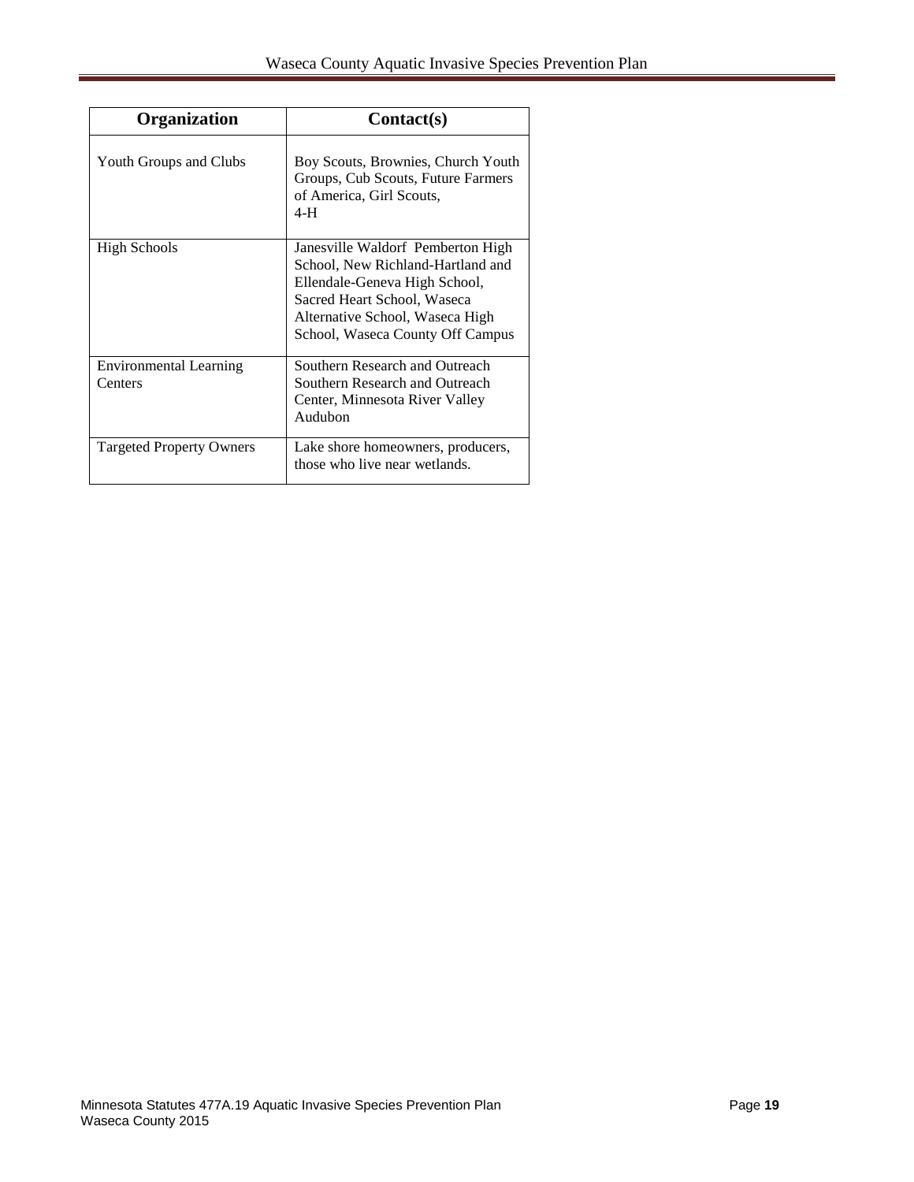| Organization | Contact(s) |
|---|---|
| Youth Groups and Clubs | Boy Scouts, Brownies, Church Youth Groups, Cub Scouts, Future Farmers of America, Girl Scouts, 4-H |
| High Schools | Janesville Waldorf Pemberton High School, New Richland-Hartland and Ellendale-Geneva High School, Sacred Heart School, Waseca Alternative School, Waseca High School, Waseca County Off Campus |
| Environmental Learning Centers | Southern Research and Outreach Southern Research and Outreach Center, Minnesota River Valley Audubon |
| Targeted Property Owners | Lake shore homeowners, producers, those who live near wetlands. |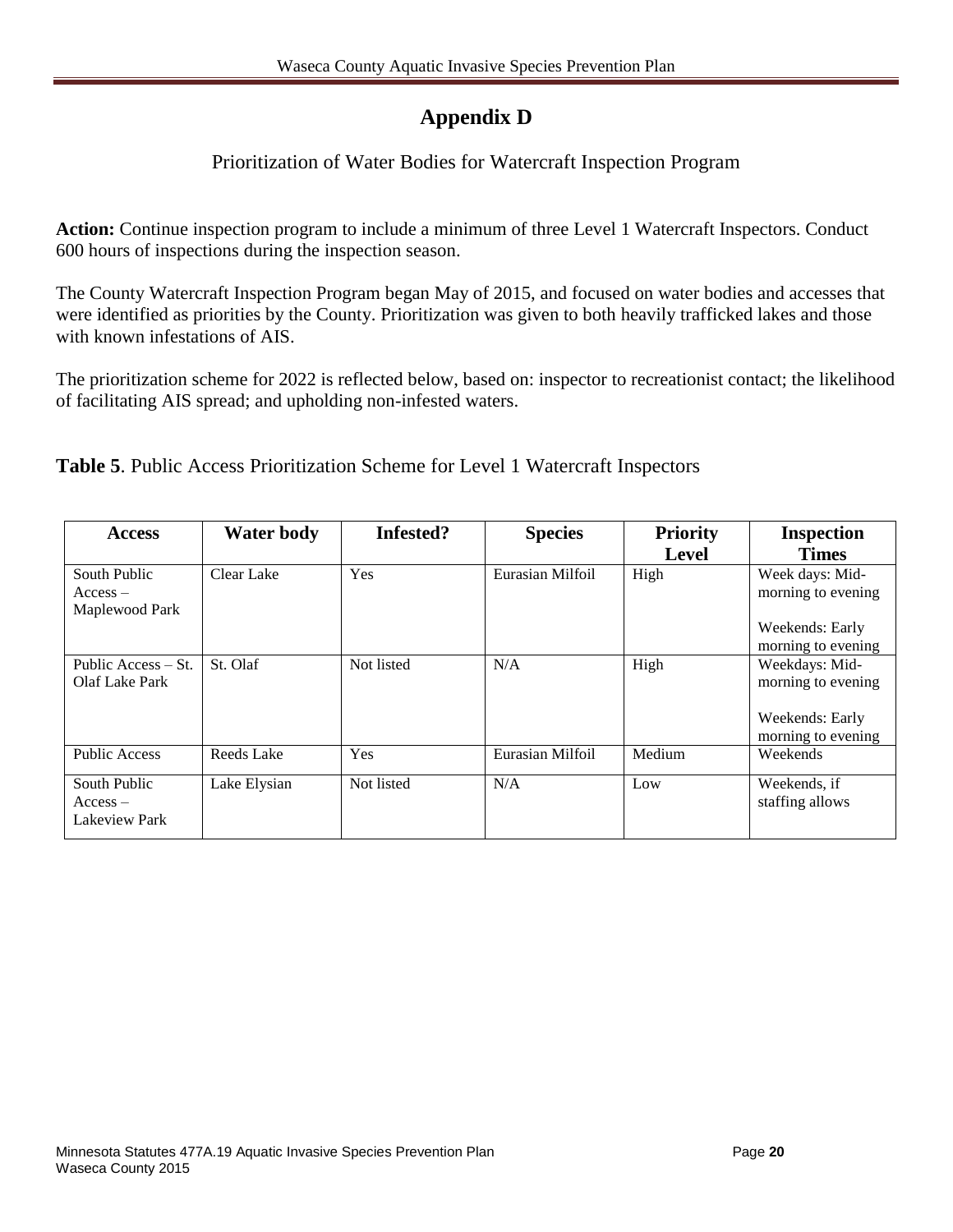# Appendix D

Prioritization of Water Bodies for Watercraft Inspection Program

**Action:** Continue inspection program to include a minimum of three Level 1 Watercraft Inspectors. Conduct 600 hours of inspections during the inspection season.

The County Watercraft Inspection Program began May of 2015, and focused on water bodies and accesses that were identified as priorities by the County. Prioritization was given to both heavily trafficked lakes and those with known infestations of AIS.

The prioritization scheme for 2022 is reflected below, based on: inspector to recreationist contact; the likelihood of facilitating AIS spread; and upholding non-infested waters.

**Table 5**. Public Access Prioritization Scheme for Level 1 Watercraft Inspectors

| Access | Water body | Infested? | Species | Priority Level | Inspection Times |
|---|---|---|---|---|---|
| South Public Access – Maplewood Park | Clear Lake | Yes | Eurasian Milfoil | High | Week days: Mid-morning to evening<br><br>Weekends: Early morning to evening |
| Public Access – St. Olaf Lake Park | St. Olaf | Not listed | N/A | High | Weekdays: Mid-morning to evening<br><br>Weekends: Early morning to evening |
| Public Access | Reeds Lake | Yes | Eurasian Milfoil | Medium | Weekends |
| South Public Access – Lakeview Park | Lake Elysian | Not listed | N/A | Low | Weekends, if staffing allows |